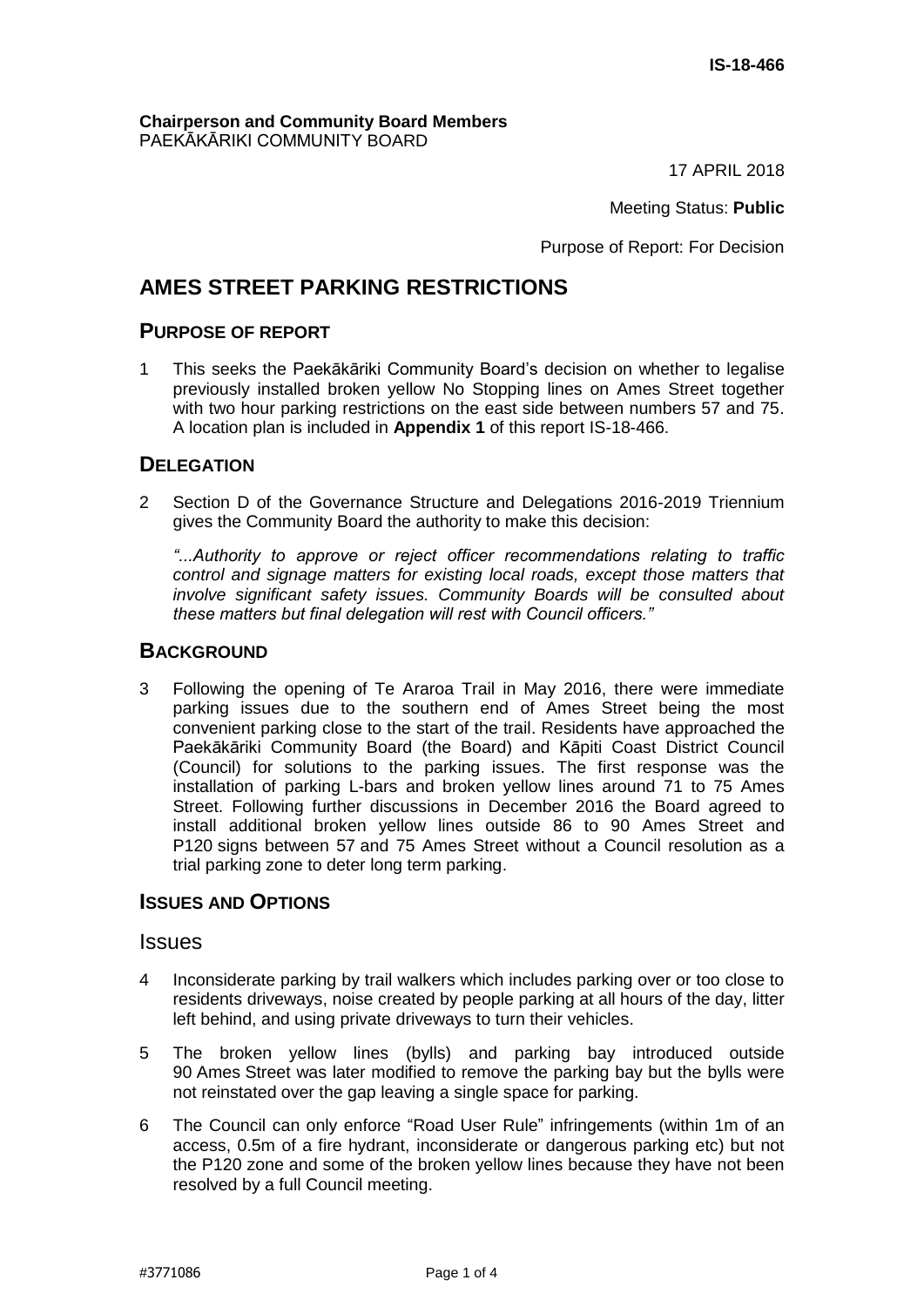IS-18-466

**Chairperson and Community Board Members**
PAEKĀKĀRIKI COMMUNITY BOARD

17 APRIL 2018

Meeting Status: **Public**

Purpose of Report: For Decision

# AMES STREET PARKING RESTRICTIONS

## PURPOSE OF REPORT

1 This seeks the Paekākāriki Community Board's decision on whether to legalise previously installed broken yellow No Stopping lines on Ames Street together with two hour parking restrictions on the east side between numbers 57 and 75. A location plan is included in **Appendix 1** of this report IS-18-466.

## DELEGATION

2 Section D of the Governance Structure and Delegations 2016-2019 Triennium gives the Community Board the authority to make this decision:

*"...Authority to approve or reject officer recommendations relating to traffic control and signage matters for existing local roads, except those matters that involve significant safety issues. Community Boards will be consulted about these matters but final delegation will rest with Council officers."*

## BACKGROUND

3 Following the opening of Te Araroa Trail in May 2016, there were immediate parking issues due to the southern end of Ames Street being the most convenient parking close to the start of the trail. Residents have approached the Paekākāriki Community Board (the Board) and Kāpiti Coast District Council (Council) for solutions to the parking issues. The first response was the installation of parking L-bars and broken yellow lines around 71 to 75 Ames Street. Following further discussions in December 2016 the Board agreed to install additional broken yellow lines outside 86 to 90 Ames Street and P120 signs between 57 and 75 Ames Street without a Council resolution as a trial parking zone to deter long term parking.

## ISSUES AND OPTIONS

### Issues

4 Inconsiderate parking by trail walkers which includes parking over or too close to residents driveways, noise created by people parking at all hours of the day, litter left behind, and using private driveways to turn their vehicles.

5 The broken yellow lines (bylls) and parking bay introduced outside 90 Ames Street was later modified to remove the parking bay but the bylls were not reinstated over the gap leaving a single space for parking.

6 The Council can only enforce "Road User Rule" infringements (within 1m of an access, 0.5m of a fire hydrant, inconsiderate or dangerous parking etc) but not the P120 zone and some of the broken yellow lines because they have not been resolved by a full Council meeting.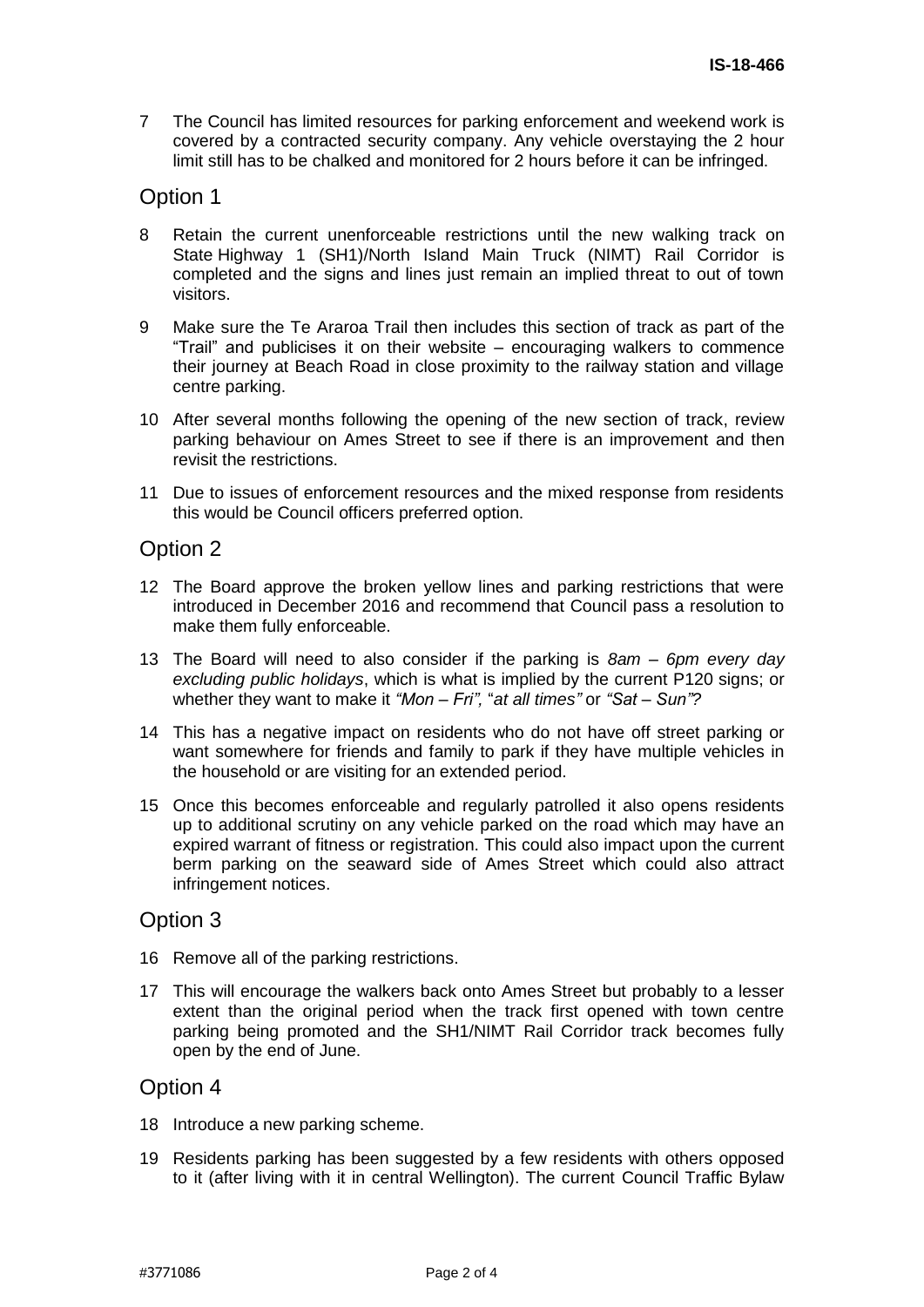7 The Council has limited resources for parking enforcement and weekend work is covered by a contracted security company. Any vehicle overstaying the 2 hour limit still has to be chalked and monitored for 2 hours before it can be infringed.

## Option 1

8 Retain the current unenforceable restrictions until the new walking track on State Highway 1 (SH1)/North Island Main Truck (NIMT) Rail Corridor is completed and the signs and lines just remain an implied threat to out of town visitors.

9 Make sure the Te Araroa Trail then includes this section of track as part of the "Trail" and publicises it on their website – encouraging walkers to commence their journey at Beach Road in close proximity to the railway station and village centre parking.

10 After several months following the opening of the new section of track, review parking behaviour on Ames Street to see if there is an improvement and then revisit the restrictions.

11 Due to issues of enforcement resources and the mixed response from residents this would be Council officers preferred option.

## Option 2

12 The Board approve the broken yellow lines and parking restrictions that were introduced in December 2016 and recommend that Council pass a resolution to make them fully enforceable.

13 The Board will need to also consider if the parking is *8am – 6pm every day excluding public holidays*, which is what is implied by the current P120 signs; or whether they want to make it *"Mon – Fri"*, "*at all times"* or *"Sat – Sun"?*

14 This has a negative impact on residents who do not have off street parking or want somewhere for friends and family to park if they have multiple vehicles in the household or are visiting for an extended period.

15 Once this becomes enforceable and regularly patrolled it also opens residents up to additional scrutiny on any vehicle parked on the road which may have an expired warrant of fitness or registration. This could also impact upon the current berm parking on the seaward side of Ames Street which could also attract infringement notices.

## Option 3

16 Remove all of the parking restrictions.

17 This will encourage the walkers back onto Ames Street but probably to a lesser extent than the original period when the track first opened with town centre parking being promoted and the SH1/NIMT Rail Corridor track becomes fully open by the end of June.

## Option 4

18 Introduce a new parking scheme.

19 Residents parking has been suggested by a few residents with others opposed to it (after living with it in central Wellington). The current Council Traffic Bylaw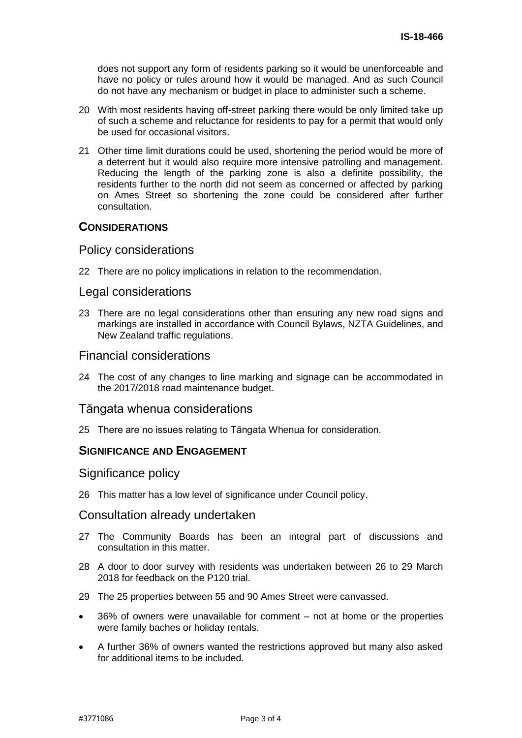does not support any form of residents parking so it would be unenforceable and have no policy or rules around how it would be managed. And as such Council do not have any mechanism or budget in place to administer such a scheme.

20 With most residents having off-street parking there would be only limited take up of such a scheme and reluctance for residents to pay for a permit that would only be used for occasional visitors.

21 Other time limit durations could be used, shortening the period would be more of a deterrent but it would also require more intensive patrolling and management. Reducing the length of the parking zone is also a definite possibility, the residents further to the north did not seem as concerned or affected by parking on Ames Street so shortening the zone could be considered after further consultation.

## CONSIDERATIONS

### Policy considerations

22 There are no policy implications in relation to the recommendation.

### Legal considerations

23 There are no legal considerations other than ensuring any new road signs and markings are installed in accordance with Council Bylaws, NZTA Guidelines, and New Zealand traffic regulations.

### Financial considerations

24 The cost of any changes to line marking and signage can be accommodated in the 2017/2018 road maintenance budget.

### Tāngata whenua considerations

25 There are no issues relating to Tāngata Whenua for consideration.

## SIGNIFICANCE AND ENGAGEMENT

### Significance policy

26 This matter has a low level of significance under Council policy.

### Consultation already undertaken

27 The Community Boards has been an integral part of discussions and consultation in this matter.

28 A door to door survey with residents was undertaken between 26 to 29 March 2018 for feedback on the P120 trial.

29 The 25 properties between 55 and 90 Ames Street were canvassed.

- 36% of owners were unavailable for comment – not at home or the properties were family baches or holiday rentals.
- A further 36% of owners wanted the restrictions approved but many also asked for additional items to be included.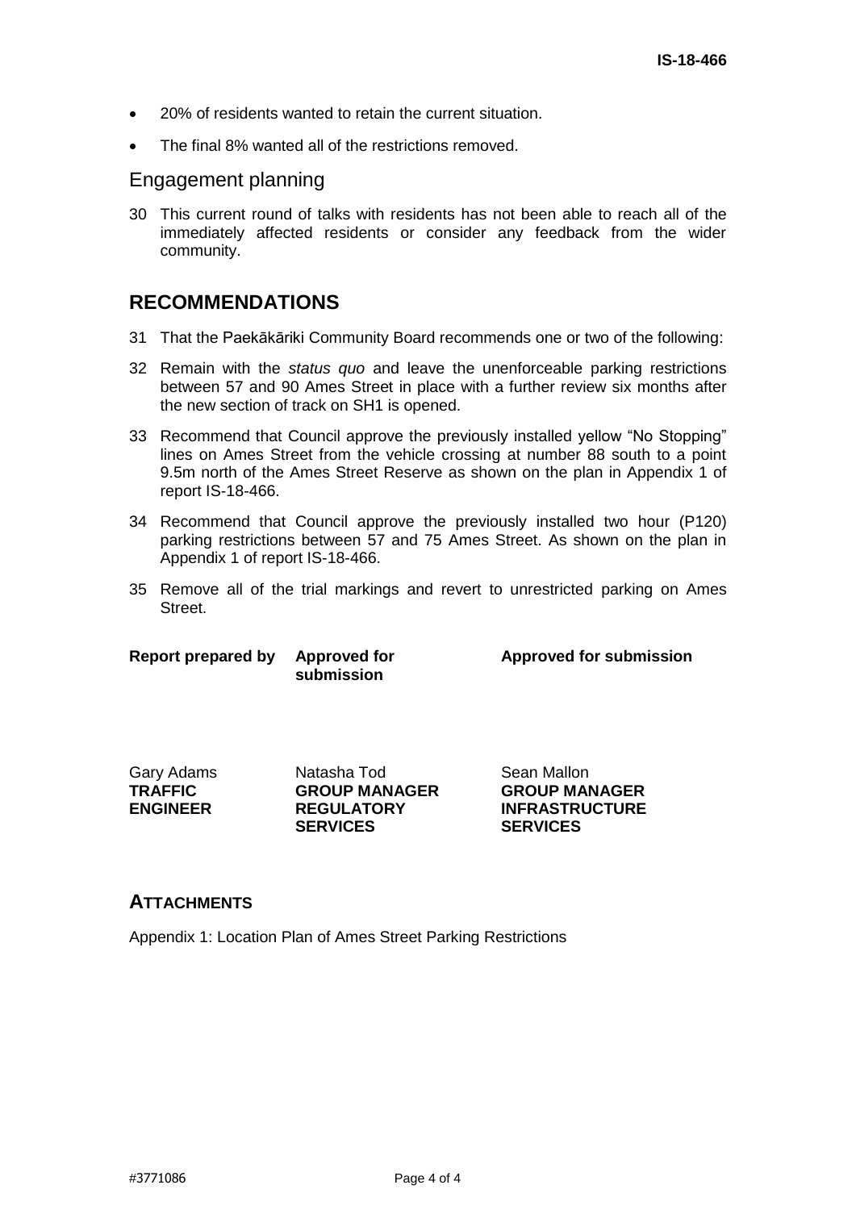- 20% of residents wanted to retain the current situation.
- The final 8% wanted all of the restrictions removed.

## Engagement planning

30 This current round of talks with residents has not been able to reach all of the immediately affected residents or consider any feedback from the wider community.

## RECOMMENDATIONS

31 That the Paekākāriki Community Board recommends one or two of the following:

32 Remain with the *status quo* and leave the unenforceable parking restrictions between 57 and 90 Ames Street in place with a further review six months after the new section of track on SH1 is opened.

33 Recommend that Council approve the previously installed yellow "No Stopping" lines on Ames Street from the vehicle crossing at number 88 south to a point 9.5m north of the Ames Street Reserve as shown on the plan in Appendix 1 of report IS-18-466.

34 Recommend that Council approve the previously installed two hour (P120) parking restrictions between 57 and 75 Ames Street. As shown on the plan in Appendix 1 of report IS-18-466.

35 Remove all of the trial markings and revert to unrestricted parking on Ames Street.

| Report prepared by | Approved for submission | Approved for submission |
|---|---|---|
| Gary Adams<br>**TRAFFIC ENGINEER** | Natasha Tod<br>**GROUP MANAGER REGULATORY SERVICES** | Sean Mallon<br>**GROUP MANAGER INFRASTRUCTURE SERVICES** |

## ATTACHMENTS

Appendix 1: Location Plan of Ames Street Parking Restrictions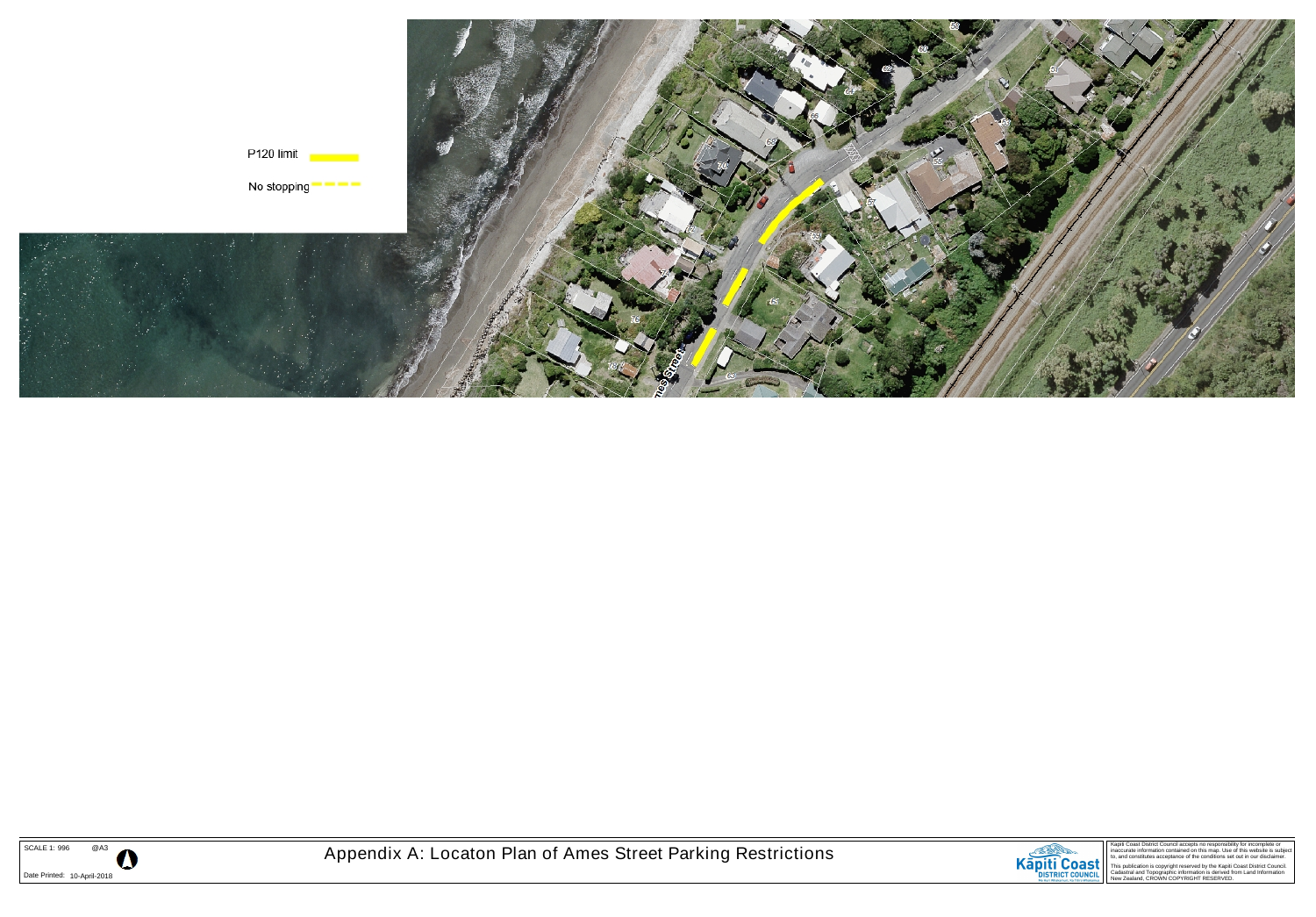P120 limit

No stopping

SCALE 1: 996 @A3

Date Printed: 10-April-2018

# Appendix A: Locaton Plan of Ames Street Parking Restrictions

Kāpiti Coast DISTRICT COUNCIL

Kapiti Coast District Council accepts no responsibility for incomplete or inaccurate information contained on this map. Use of this website is subject to, and constitutes acceptance of the conditions set out in our disclaimer.

This publication is copyright reserved by the Kapiti Coast District Council. Cadastral and Topographic information is derived from Land Information New Zealand. CROWN COPYRIGHT RESERVED.